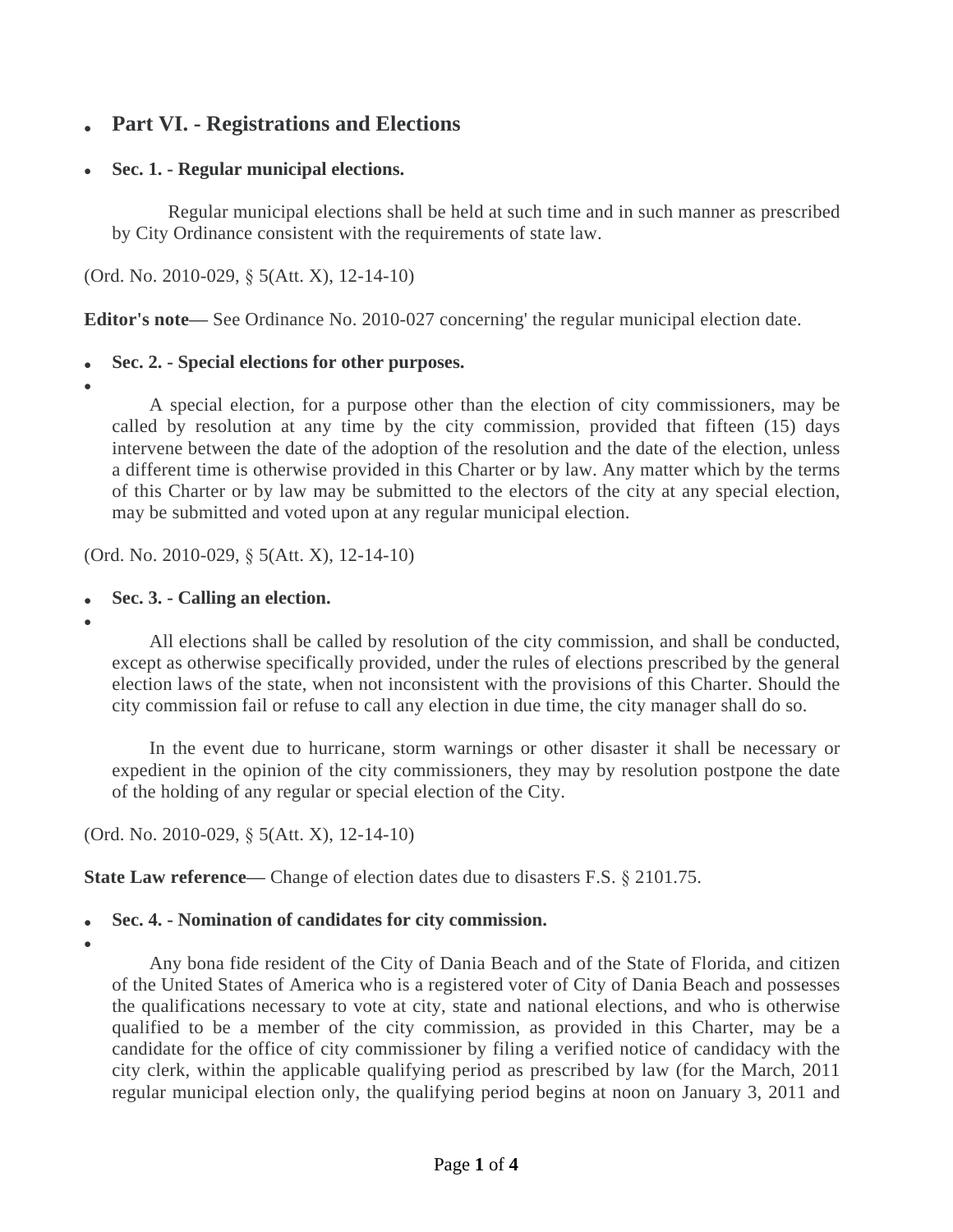## Part VI. - Registrations and Elections

### Sec. 1. - Regular municipal elections.

Regular municipal elections shall be held at such time and in such manner as prescribed by City Ordinance consistent with the requirements of state law.

(Ord. No. 2010-029, § 5(Att. X), 12-14-10)

**Editor's note—** See Ordinance No. 2010-027 concerning' the regular municipal election date.

### Sec. 2. - Special elections for other purposes.

A special election, for a purpose other than the election of city commissioners, may be called by resolution at any time by the city commission, provided that fifteen (15) days intervene between the date of the adoption of the resolution and the date of the election, unless a different time is otherwise provided in this Charter or by law. Any matter which by the terms of this Charter or by law may be submitted to the electors of the city at any special election, may be submitted and voted upon at any regular municipal election.

(Ord. No. 2010-029, § 5(Att. X), 12-14-10)

### Sec. 3. - Calling an election.

All elections shall be called by resolution of the city commission, and shall be conducted, except as otherwise specifically provided, under the rules of elections prescribed by the general election laws of the state, when not inconsistent with the provisions of this Charter. Should the city commission fail or refuse to call any election in due time, the city manager shall do so.

In the event due to hurricane, storm warnings or other disaster it shall be necessary or expedient in the opinion of the city commissioners, they may by resolution postpone the date of the holding of any regular or special election of the City.

(Ord. No. 2010-029, § 5(Att. X), 12-14-10)

**State Law reference—** Change of election dates due to disasters F.S. § 2101.75.

### Sec. 4. - Nomination of candidates for city commission.

Any bona fide resident of the City of Dania Beach and of the State of Florida, and citizen of the United States of America who is a registered voter of City of Dania Beach and possesses the qualifications necessary to vote at city, state and national elections, and who is otherwise qualified to be a member of the city commission, as provided in this Charter, may be a candidate for the office of city commissioner by filing a verified notice of candidacy with the city clerk, within the applicable qualifying period as prescribed by law (for the March, 2011 regular municipal election only, the qualifying period begins at noon on January 3, 2011 and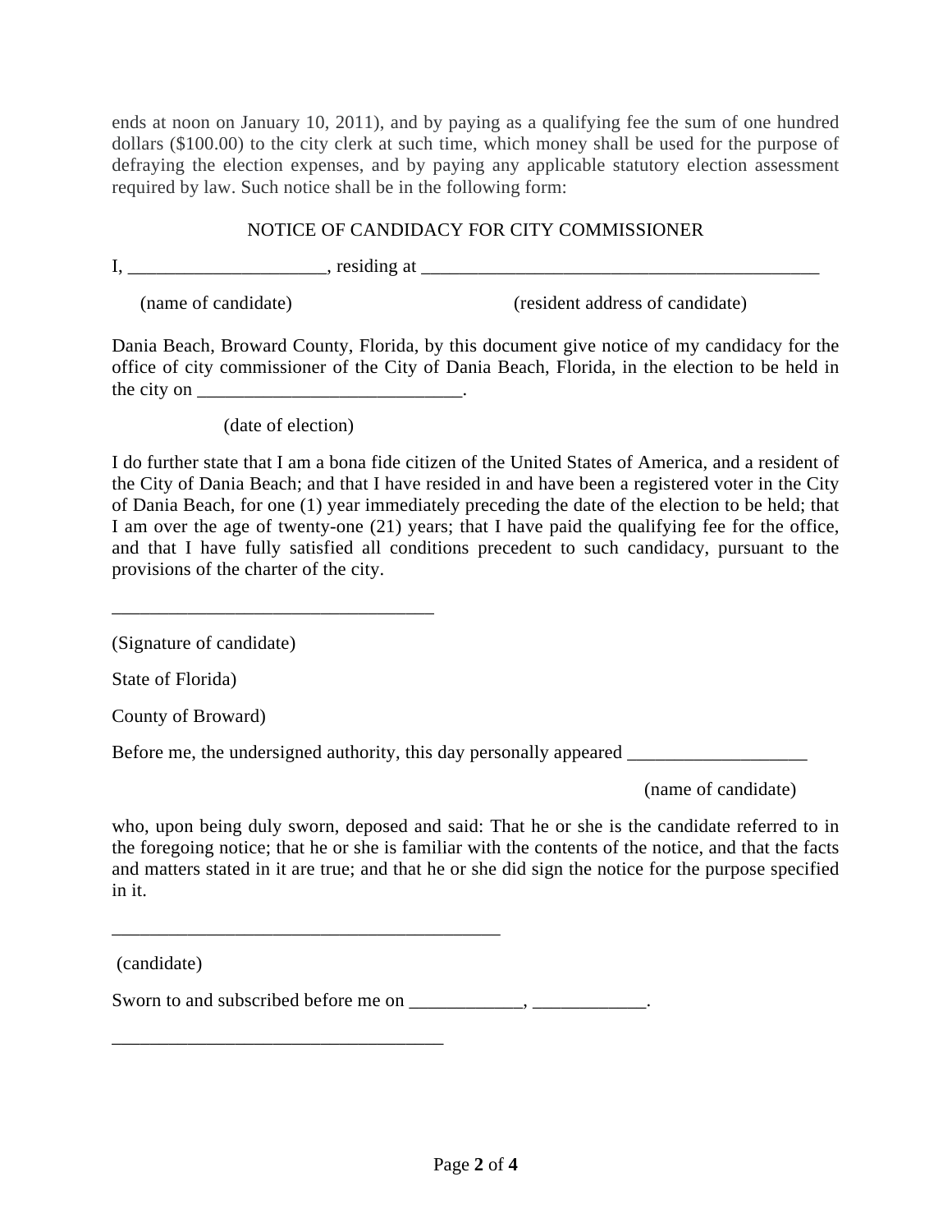ends at noon on January 10, 2011), and by paying as a qualifying fee the sum of one hundred dollars ($100.00) to the city clerk at such time, which money shall be used for the purpose of defraying the election expenses, and by paying any applicable statutory election assessment required by law. Such notice shall be in the following form:

NOTICE OF CANDIDACY FOR CITY COMMISSIONER

I, ____________________, residing at ___________________________________________

(name of candidate) (resident address of candidate)

Dania Beach, Broward County, Florida, by this document give notice of my candidacy for the office of city commissioner of the City of Dania Beach, Florida, in the election to be held in the city on ____________________________.

(date of election)

I do further state that I am a bona fide citizen of the United States of America, and a resident of the City of Dania Beach; and that I have resided in and have been a registered voter in the City of Dania Beach, for one (1) year immediately preceding the date of the election to be held; that I am over the age of twenty-one (21) years; that I have paid the qualifying fee for the office, and that I have fully satisfied all conditions precedent to such candidacy, pursuant to the provisions of the charter of the city.

__________________________________

(Signature of candidate)

State of Florida)

County of Broward)

Before me, the undersigned authority, this day personally appeared ___________________

(name of candidate)

who, upon being duly sworn, deposed and said: That he or she is the candidate referred to in the foregoing notice; that he or she is familiar with the contents of the notice, and that the facts and matters stated in it are true; and that he or she did sign the notice for the purpose specified in it.

_________________________________________

(candidate)

Sworn to and subscribed before me on ____________, ____________.

___________________________________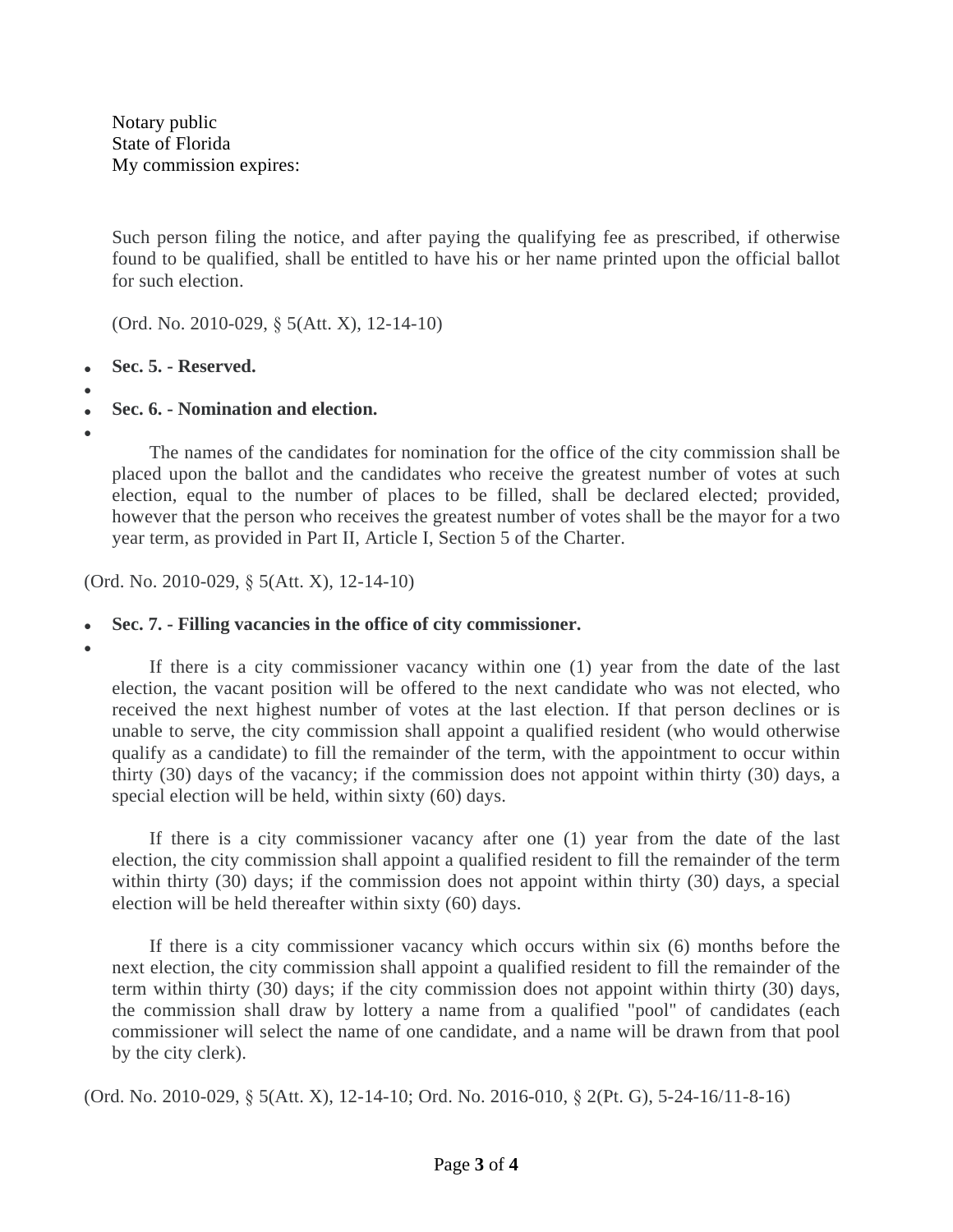Notary public
State of Florida
My commission expires:

Such person filing the notice, and after paying the qualifying fee as prescribed, if otherwise found to be qualified, shall be entitled to have his or her name printed upon the official ballot for such election.

(Ord. No. 2010-029, § 5(Att. X), 12-14-10)

- **Sec. 5. - Reserved.**

- **Sec. 6. - Nomination and election.**

The names of the candidates for nomination for the office of the city commission shall be placed upon the ballot and the candidates who receive the greatest number of votes at such election, equal to the number of places to be filled, shall be declared elected; provided, however that the person who receives the greatest number of votes shall be the mayor for a two year term, as provided in Part II, Article I, Section 5 of the Charter.

(Ord. No. 2010-029, § 5(Att. X), 12-14-10)

- **Sec. 7. - Filling vacancies in the office of city commissioner.**

If there is a city commissioner vacancy within one (1) year from the date of the last election, the vacant position will be offered to the next candidate who was not elected, who received the next highest number of votes at the last election. If that person declines or is unable to serve, the city commission shall appoint a qualified resident (who would otherwise qualify as a candidate) to fill the remainder of the term, with the appointment to occur within thirty (30) days of the vacancy; if the commission does not appoint within thirty (30) days, a special election will be held, within sixty (60) days.

If there is a city commissioner vacancy after one (1) year from the date of the last election, the city commission shall appoint a qualified resident to fill the remainder of the term within thirty (30) days; if the commission does not appoint within thirty (30) days, a special election will be held thereafter within sixty (60) days.

If there is a city commissioner vacancy which occurs within six (6) months before the next election, the city commission shall appoint a qualified resident to fill the remainder of the term within thirty (30) days; if the city commission does not appoint within thirty (30) days, the commission shall draw by lottery a name from a qualified "pool" of candidates (each commissioner will select the name of one candidate, and a name will be drawn from that pool by the city clerk).

(Ord. No. 2010-029, § 5(Att. X), 12-14-10; Ord. No. 2016-010, § 2(Pt. G), 5-24-16/11-8-16)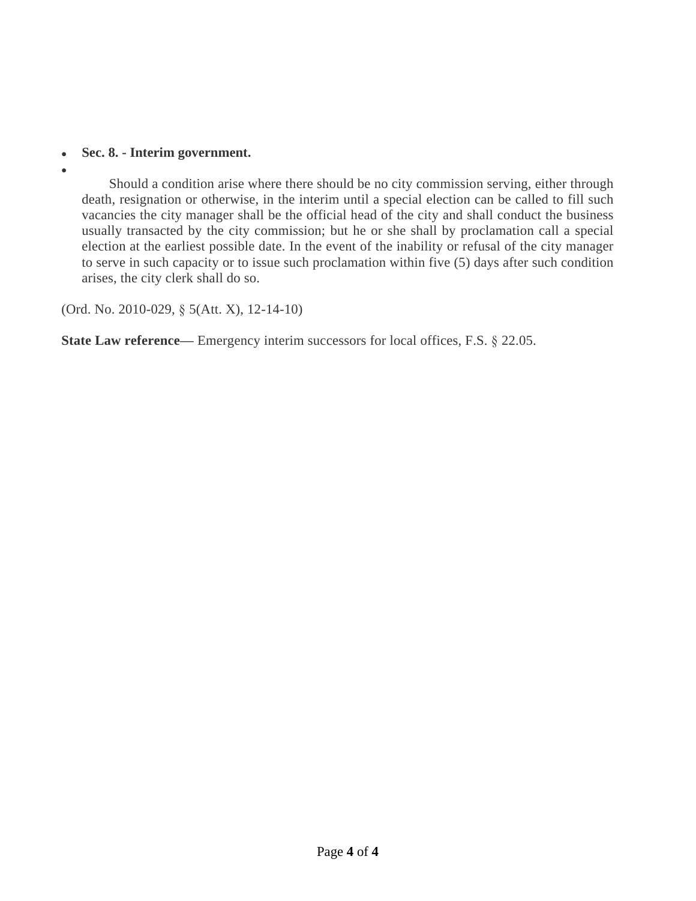- **Sec. 8. - Interim government.**
- Should a condition arise where there should be no city commission serving, either through death, resignation or otherwise, in the interim until a special election can be called to fill such vacancies the city manager shall be the official head of the city and shall conduct the business usually transacted by the city commission; but he or she shall by proclamation call a special election at the earliest possible date. In the event of the inability or refusal of the city manager to serve in such capacity or to issue such proclamation within five (5) days after such condition arises, the city clerk shall do so.

(Ord. No. 2010-029, § 5(Att. X), 12-14-10)

**State Law reference—** Emergency interim successors for local offices, F.S. § 22.05.